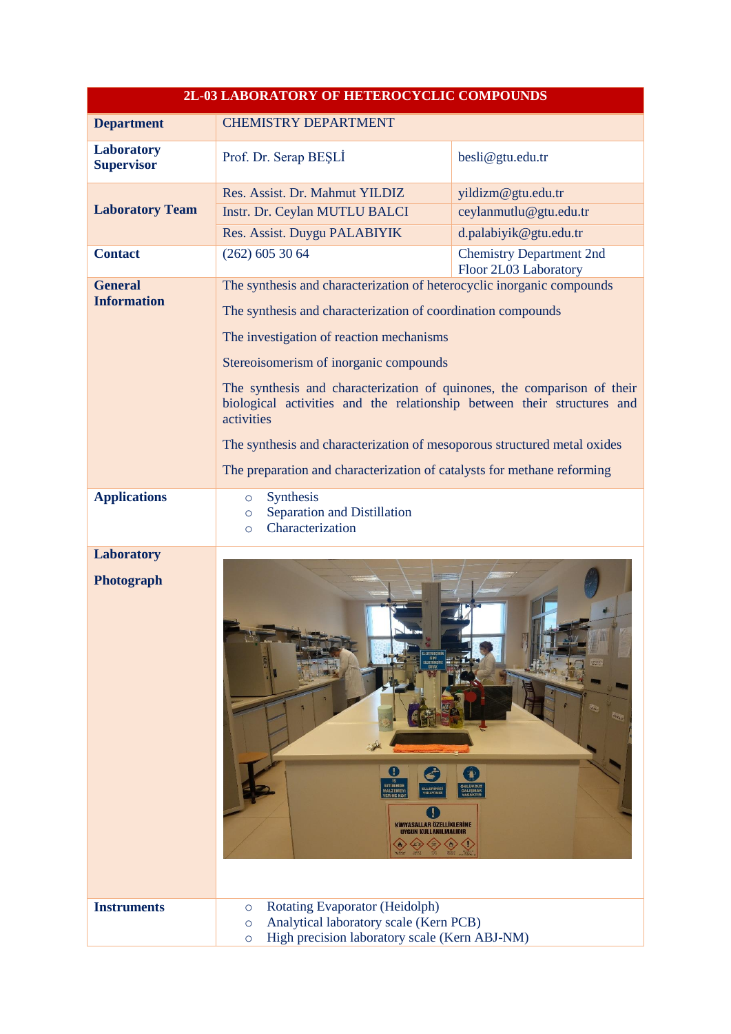| 2L-03 LABORATORY OF HETEROCYCLIC COMPOUNDS | | |
|---|---|---|
| **Department** | CHEMISTRY DEPARTMENT | |
| **Laboratory Supervisor** | Prof. Dr. Serap BEŞLİ | besli@gtu.edu.tr |
| **Laboratory Team** | Res. Assist. Dr. Mahmut YILDIZ | yildizm@gtu.edu.tr |
| | Instr. Dr. Ceylan MUTLU BALCI | ceylanmutlu@gtu.edu.tr |
| | Res. Assist. Duygu PALABIYIK | d.palabiyik@gtu.edu.tr |
| **Contact** | (262) 605 30 64 | Chemistry Department 2nd Floor 2L03 Laboratory |
| **General Information** | The synthesis and characterization of heterocyclic inorganic compounds<br><br>The synthesis and characterization of coordination compounds<br><br>The investigation of reaction mechanisms<br><br>Stereoisomerism of inorganic compounds<br><br>The synthesis and characterization of quinones, the comparison of their biological activities and the relationship between their structures and activities<br><br>The synthesis and characterization of mesoporous structured metal oxides<br><br>The preparation and characterization of catalysts for methane reforming | |
| **Applications** | ○ Synthesis<br>○ Separation and Distillation<br>○ Characterization | |
| **Laboratory Photograph** | | |
| **Instruments** | ○ Rotating Evaporator (Heidolph)<br>○ Analytical laboratory scale (Kern PCB)<br>○ High precision laboratory scale (Kern ABJ-NM) | |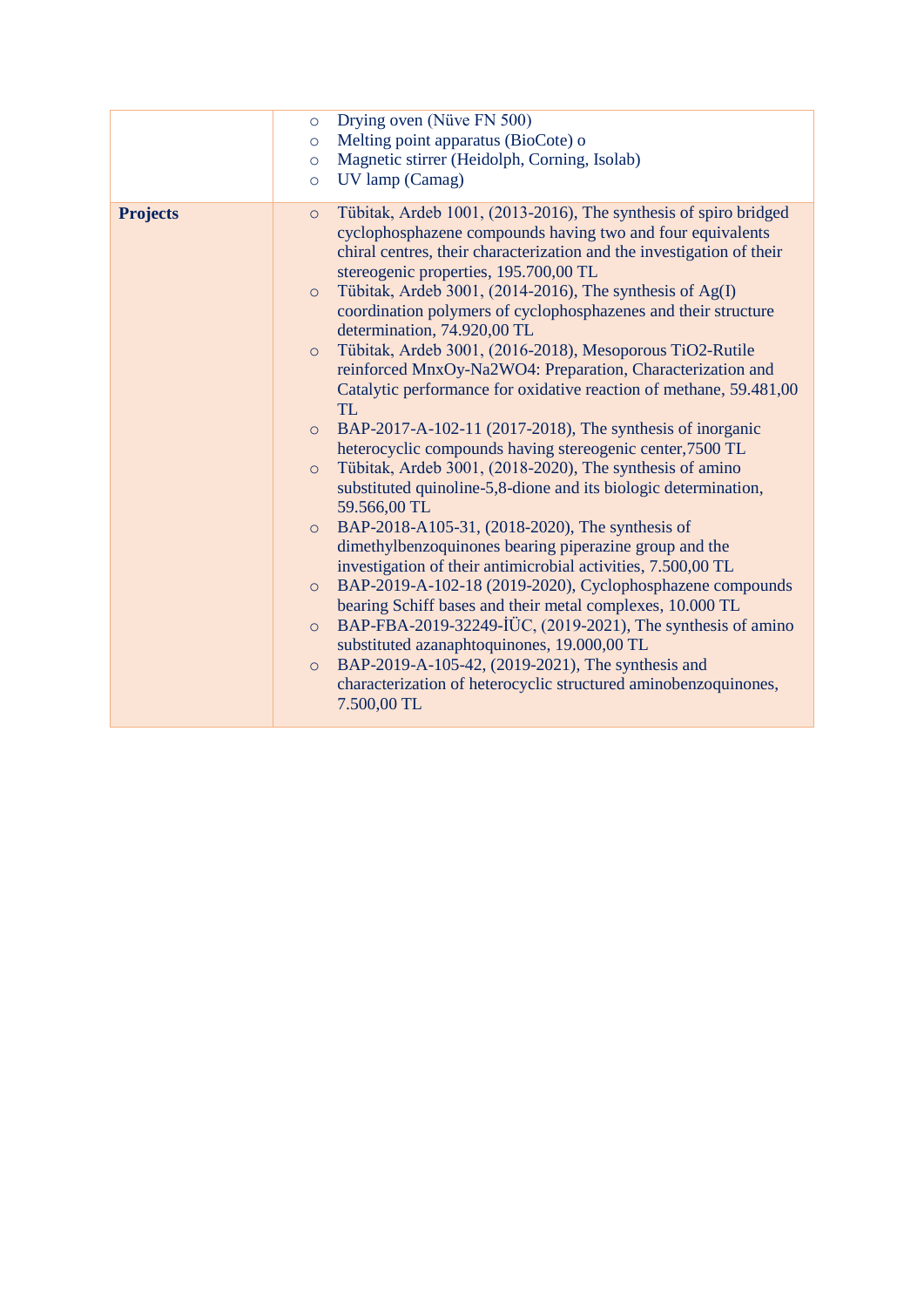| | |
|---|---|
| | ○ Drying oven (Nüve FN 500)<br>○ Melting point apparatus (BioCote) o<br>○ Magnetic stirrer (Heidolph, Corning, Isolab)<br>○ UV lamp (Camag) |
| **Projects** | ○ Tübitak, Ardeb 1001, (2013-2016), The synthesis of spiro bridged cyclophosphazene compounds having two and four equivalents chiral centres, their characterization and the investigation of their stereogenic properties, 195.700,00 TL<br>○ Tübitak, Ardeb 3001, (2014-2016), The synthesis of Ag(I) coordination polymers of cyclophosphazenes and their structure determination, 74.920,00 TL<br>○ Tübitak, Ardeb 3001, (2016-2018), Mesoporous $TiO_2$-Rutile reinforced $Mn_xO_y$-$Na_2WO_4$: Preparation, Characterization and Catalytic performance for oxidative reaction of methane, 59.481,00 TL<br>○ BAP-2017-A-102-11 (2017-2018), The synthesis of inorganic heterocyclic compounds having stereogenic center,7500 TL<br>○ Tübitak, Ardeb 3001, (2018-2020), The synthesis of amino substituted quinoline-5,8-dione and its biologic determination, 59.566,00 TL<br>○ BAP-2018-A105-31, (2018-2020), The synthesis of dimethylbenzoquinones bearing piperazine group and the investigation of their antimicrobial activities, 7.500,00 TL<br>○ BAP-2019-A-102-18 (2019-2020), Cyclophosphazene compounds bearing Schiff bases and their metal complexes, 10.000 TL<br>○ BAP-FBA-2019-32249-İÜC, (2019-2021), The synthesis of amino substituted azanaphtoquinones, 19.000,00 TL<br>○ BAP-2019-A-105-42, (2019-2021), The synthesis and characterization of heterocyclic structured aminobenzoquinones, 7.500,00 TL |